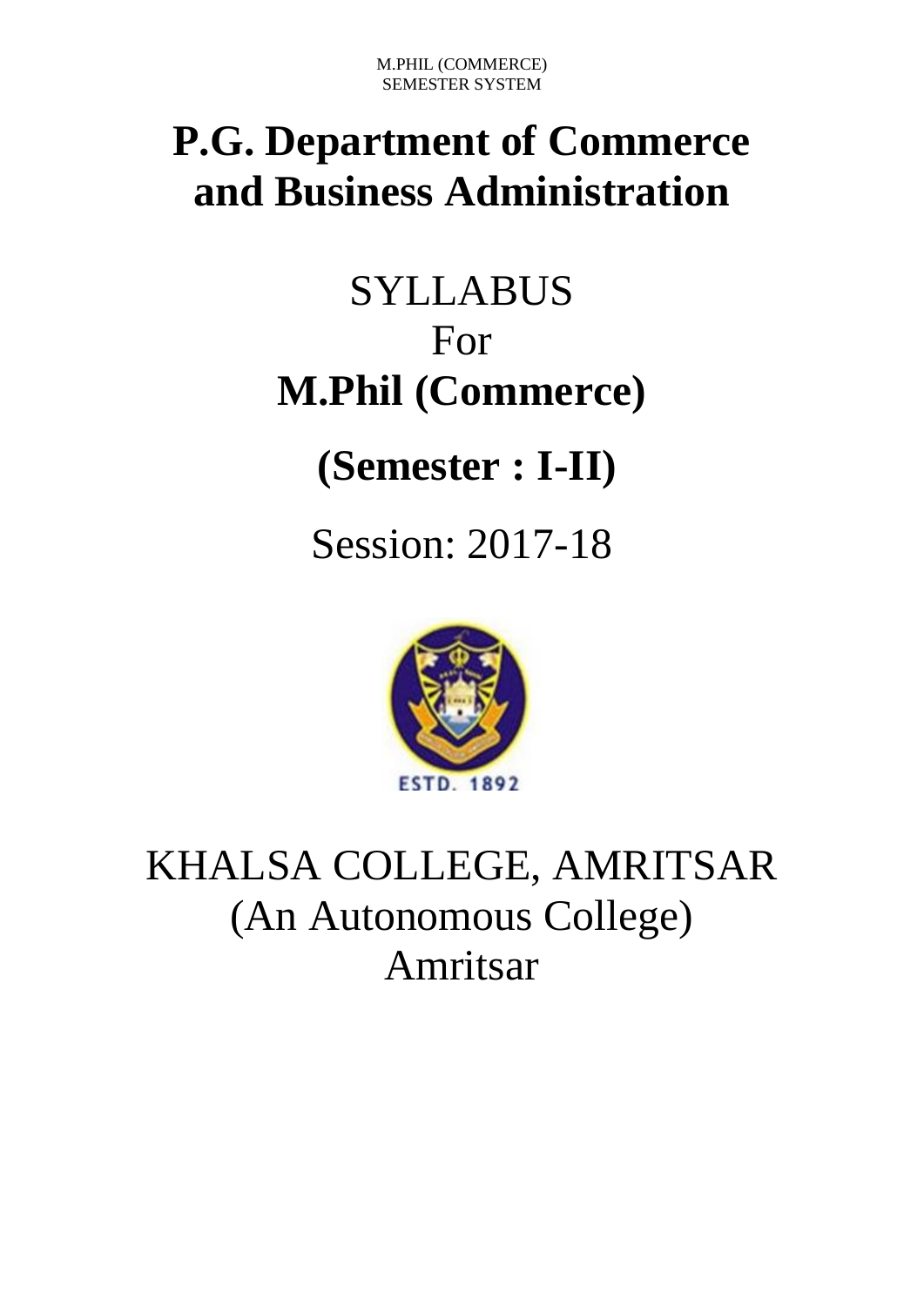M.PHIL (COMMERCE)
SEMESTER SYSTEM

# P.G. Department of Commerce and Business Administration

## SYLLABUS
## For
## **M.Phil (Commerce)**

## **(Semester : I-II)**

## Session: 2017-18

ESTD. 1892

# KHALSA COLLEGE, AMRITSAR
## (An Autonomous College)
## Amritsar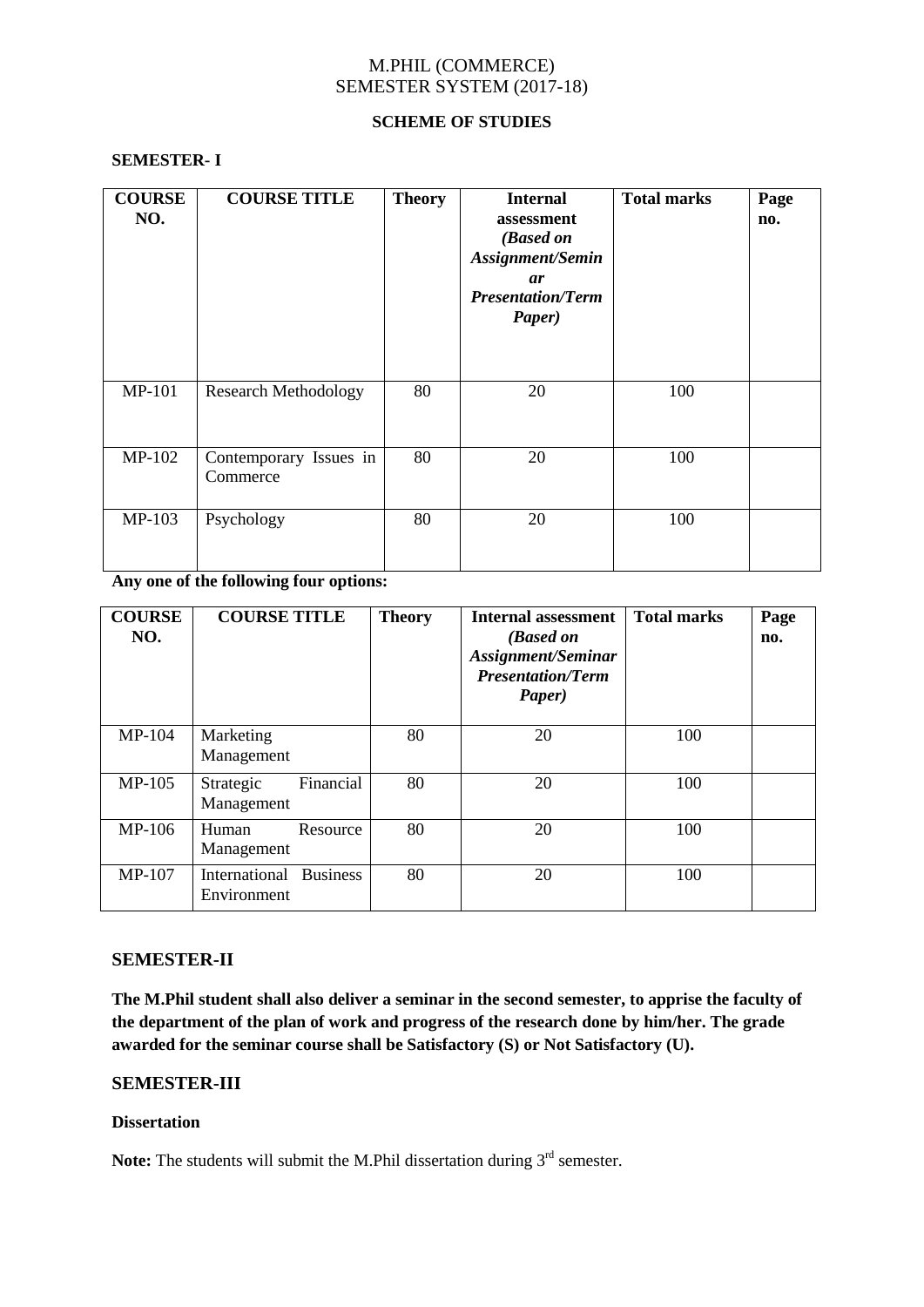# M.PHIL (COMMERCE)
# SEMESTER SYSTEM (2017-18)

## SCHEME OF STUDIES

### SEMESTER- I

| COURSE NO. | COURSE TITLE | Theory | Internal assessment *(Based on Assignment/Seminar Presentation/Term Paper)* | Total marks | Page no. |
|---|---|---|---|---|---|
| MP-101 | Research Methodology | 80 | 20 | 100 | |
| MP-102 | Contemporary Issues in Commerce | 80 | 20 | 100 | |
| MP-103 | Psychology | 80 | 20 | 100 | |

**Any one of the following four options:**

| COURSE NO. | COURSE TITLE | Theory | Internal assessment *(Based on Assignment/Seminar Presentation/Term Paper)* | Total marks | Page no. |
|---|---|---|---|---|---|
| MP-104 | Marketing Management | 80 | 20 | 100 | |
| MP-105 | Strategic Financial Management | 80 | 20 | 100 | |
| MP-106 | Human Resource Management | 80 | 20 | 100 | |
| MP-107 | International Business Environment | 80 | 20 | 100 | |

### SEMESTER-II

**The M.Phil student shall also deliver a seminar in the second semester, to apprise the faculty of the department of the plan of work and progress of the research done by him/her. The grade awarded for the seminar course shall be Satisfactory (S) or Not Satisfactory (U).**

### SEMESTER-III

**Dissertation**

**Note:** The students will submit the M.Phil dissertation during 3rd semester.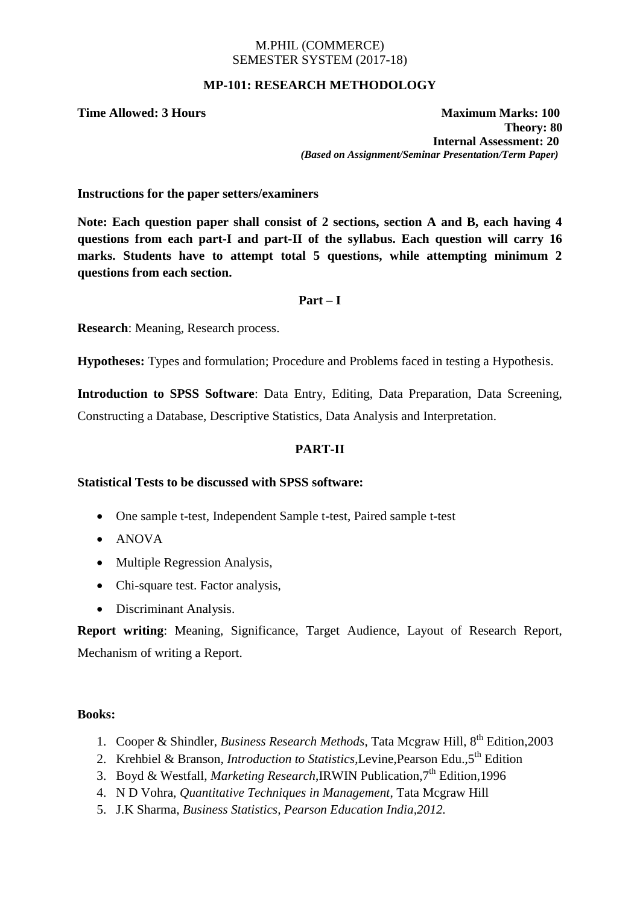M.PHIL (COMMERCE)
SEMESTER SYSTEM (2017-18)

## MP-101: RESEARCH METHODOLOGY

**Time Allowed: 3 Hours** **Maximum Marks: 100**
**Theory: 80**
**Internal Assessment: 20**
***(Based on Assignment/Seminar Presentation/Term Paper)***

**Instructions for the paper setters/examiners**

**Note: Each question paper shall consist of 2 sections, section A and B, each having 4 questions from each part-I and part-II of the syllabus. Each question will carry 16 marks. Students have to attempt total 5 questions, while attempting minimum 2 questions from each section.**

### Part – I

**Research**: Meaning, Research process.

**Hypotheses:** Types and formulation; Procedure and Problems faced in testing a Hypothesis.

**Introduction to SPSS Software**: Data Entry, Editing, Data Preparation, Data Screening, Constructing a Database, Descriptive Statistics, Data Analysis and Interpretation.

### PART-II

**Statistical Tests to be discussed with SPSS software:**

- One sample t-test, Independent Sample t-test, Paired sample t-test
- ANOVA
- Multiple Regression Analysis,
- Chi-square test. Factor analysis,
- Discriminant Analysis.

**Report writing**: Meaning, Significance, Target Audience, Layout of Research Report, Mechanism of writing a Report.

**Books:**

1. Cooper & Shindler, *Business Research Methods*, Tata Mcgraw Hill, 8th Edition,2003
2. Krehbiel & Branson, *Introduction to Statistics*,Levine,Pearson Edu.,5th Edition
3. Boyd & Westfall, *Marketing Research*,IRWIN Publication,7th Edition,1996
4. N D Vohra, *Quantitative Techniques in Management*, Tata Mcgraw Hill
5. J.K Sharma, *Business Statistics, Pearson Education India,2012.*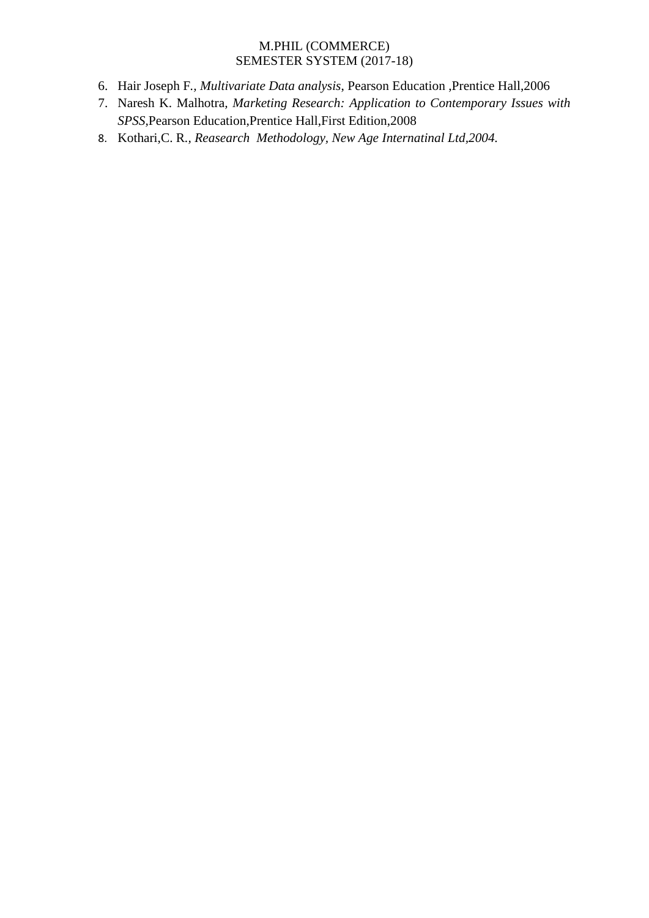6. Hair Joseph F., *Multivariate Data analysis*, Pearson Education ,Prentice Hall,2006
7. Naresh K. Malhotra, *Marketing Research: Application to Contemporary Issues with SPSS*,Pearson Education,Prentice Hall,First Edition,2008
8. Kothari,C. R., *Reasearch Methodology*, *New Age Internatinal Ltd,2004.*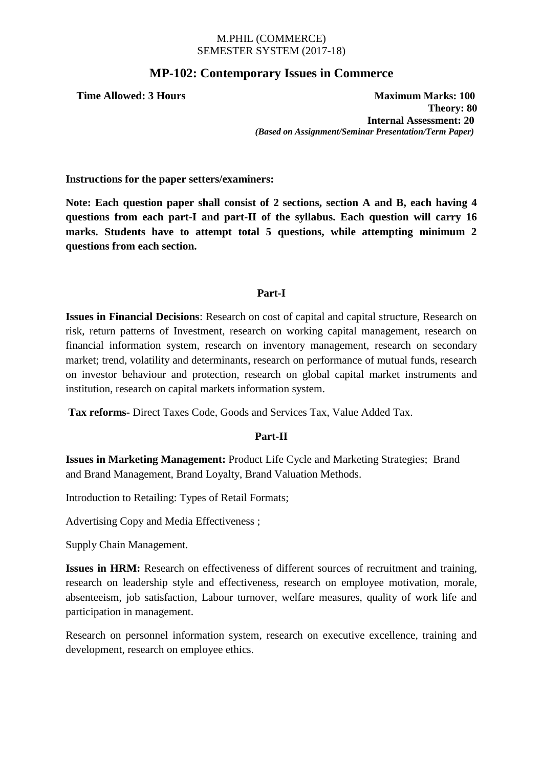M.PHIL (COMMERCE)
SEMESTER SYSTEM (2017-18)

## MP-102: Contemporary Issues in Commerce

**Time Allowed: 3 Hours**

**Maximum Marks: 100**
**Theory: 80**
**Internal Assessment: 20**
***(Based on Assignment/Seminar Presentation/Term Paper)***

**Instructions for the paper setters/examiners:**

**Note: Each question paper shall consist of 2 sections, section A and B, each having 4 questions from each part-I and part-II of the syllabus. Each question will carry 16 marks. Students have to attempt total 5 questions, while attempting minimum 2 questions from each section.**

### Part-I

**Issues in Financial Decisions**: Research on cost of capital and capital structure, Research on risk, return patterns of Investment, research on working capital management, research on financial information system, research on inventory management, research on secondary market; trend, volatility and determinants, research on performance of mutual funds, research on investor behaviour and protection, research on global capital market instruments and institution, research on capital markets information system.

**Tax reforms-** Direct Taxes Code, Goods and Services Tax, Value Added Tax.

### Part-II

**Issues in Marketing Management:** Product Life Cycle and Marketing Strategies; Brand and Brand Management, Brand Loyalty, Brand Valuation Methods.

Introduction to Retailing: Types of Retail Formats;

Advertising Copy and Media Effectiveness ;

Supply Chain Management.

**Issues in HRM:** Research on effectiveness of different sources of recruitment and training, research on leadership style and effectiveness, research on employee motivation, morale, absenteeism, job satisfaction, Labour turnover, welfare measures, quality of work life and participation in management.

Research on personnel information system, research on executive excellence, training and development, research on employee ethics.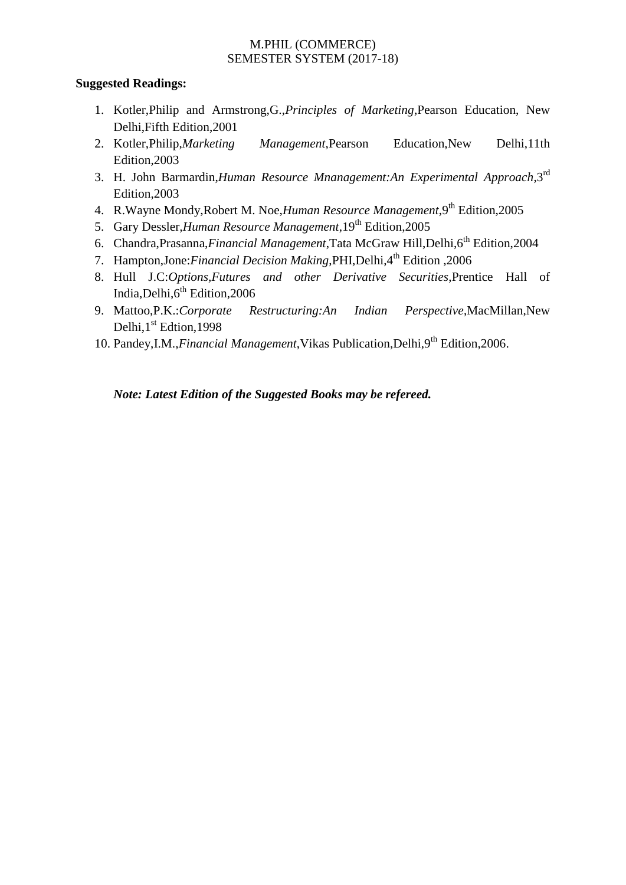**Suggested Readings:**

1. Kotler,Philip and Armstrong,G.,*Principles of Marketing*,Pearson Education, New Delhi,Fifth Edition,2001
2. Kotler,Philip,*Marketing Management*,Pearson Education,New Delhi,11th Edition,2003
3. H. John Barmardin,*Human Resource Mnanagement:An Experimental Approach*,3rd Edition,2003
4. R.Wayne Mondy,Robert M. Noe,*Human Resource Management*,9th Edition,2005
5. Gary Dessler,*Human Resource Management*,19th Edition,2005
6. Chandra,Prasanna,*Financial Management*,Tata McGraw Hill,Delhi,6th Edition,2004
7. Hampton,Jone:*Financial Decision Making*,PHI,Delhi,4th Edition ,2006
8. Hull J.C:*Options,Futures and other Derivative Securities*,Prentice Hall of India,Delhi,6th Edition,2006
9. Mattoo,P.K.:*Corporate Restructuring:An Indian Perspective*,MacMillan,New Delhi,1st Edtion,1998
10. Pandey,I.M.,*Financial Management*,Vikas Publication,Delhi,9th Edition,2006.

***Note: Latest Edition of the Suggested Books may be refereed.***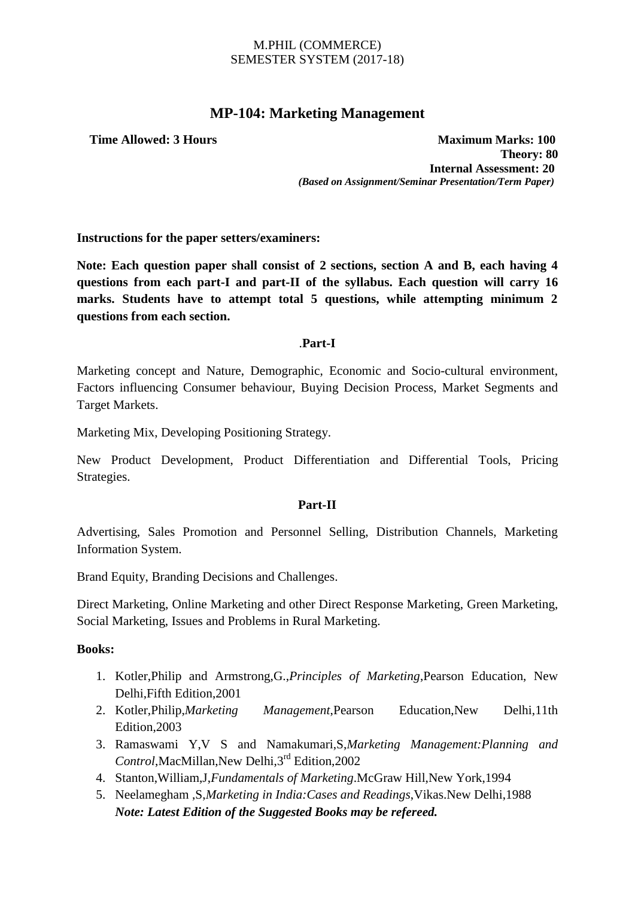M.PHIL (COMMERCE)
SEMESTER SYSTEM (2017-18)

## MP-104: Marketing Management

**Time Allowed: 3 Hours**

**Maximum Marks: 100**
**Theory: 80**
**Internal Assessment: 20**
***(Based on Assignment/Seminar Presentation/Term Paper)***

**Instructions for the paper setters/examiners:**

**Note: Each question paper shall consist of 2 sections, section A and B, each having 4 questions from each part-I and part-II of the syllabus. Each question will carry 16 marks. Students have to attempt total 5 questions, while attempting minimum 2 questions from each section.**

### .Part-I

Marketing concept and Nature, Demographic, Economic and Socio-cultural environment, Factors influencing Consumer behaviour, Buying Decision Process, Market Segments and Target Markets.

Marketing Mix, Developing Positioning Strategy.

New Product Development, Product Differentiation and Differential Tools, Pricing Strategies.

### Part-II

Advertising, Sales Promotion and Personnel Selling, Distribution Channels, Marketing Information System.

Brand Equity, Branding Decisions and Challenges.

Direct Marketing, Online Marketing and other Direct Response Marketing, Green Marketing, Social Marketing, Issues and Problems in Rural Marketing.

**Books:**

1. Kotler,Philip and Armstrong,G.,*Principles of Marketing*,Pearson Education, New Delhi,Fifth Edition,2001
2. Kotler,Philip,*Marketing Management*,Pearson Education,New Delhi,11th Edition,2003
3. Ramaswami Y,V S and Namakumari,S,*Marketing Management:Planning and Control*,MacMillan,New Delhi,3rd Edition,2002
4. Stanton,William,J,*Fundamentals of Marketing*.McGraw Hill,New York,1994
5. Neelamegham ,S,*Marketing in India:Cases and Readings*,Vikas.New Delhi,1988

***Note: Latest Edition of the Suggested Books may be refereed.***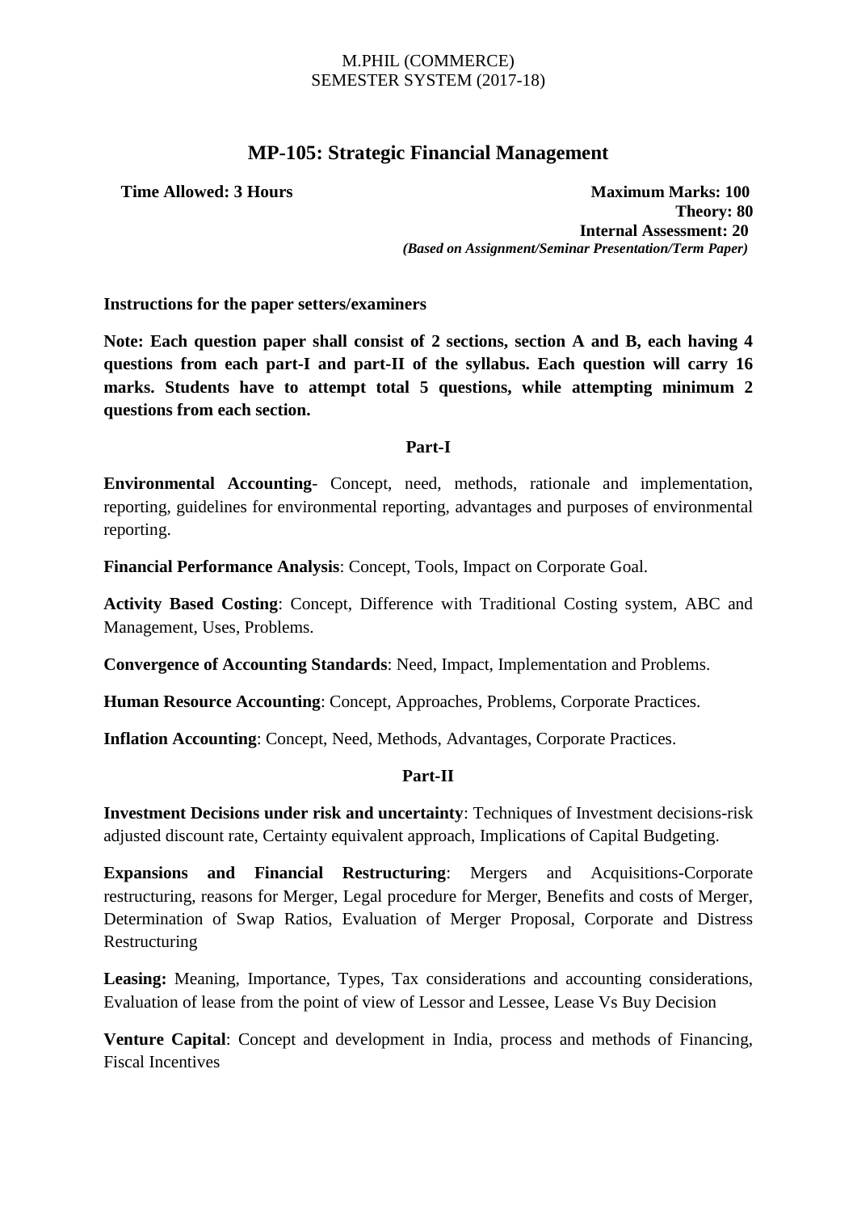M.PHIL (COMMERCE)
SEMESTER SYSTEM (2017-18)

## MP-105: Strategic Financial Management

**Time Allowed: 3 Hours** **Maximum Marks: 100**
**Theory: 80**
**Internal Assessment: 20**
***(Based on Assignment/Seminar Presentation/Term Paper)***

**Instructions for the paper setters/examiners**

**Note: Each question paper shall consist of 2 sections, section A and B, each having 4 questions from each part-I and part-II of the syllabus. Each question will carry 16 marks. Students have to attempt total 5 questions, while attempting minimum 2 questions from each section.**

### Part-I

**Environmental Accounting**- Concept, need, methods, rationale and implementation, reporting, guidelines for environmental reporting, advantages and purposes of environmental reporting.

**Financial Performance Analysis**: Concept, Tools, Impact on Corporate Goal.

**Activity Based Costing**: Concept, Difference with Traditional Costing system, ABC and Management, Uses, Problems.

**Convergence of Accounting Standards**: Need, Impact, Implementation and Problems.

**Human Resource Accounting**: Concept, Approaches, Problems, Corporate Practices.

**Inflation Accounting**: Concept, Need, Methods, Advantages, Corporate Practices.

### Part-II

**Investment Decisions under risk and uncertainty**: Techniques of Investment decisions-risk adjusted discount rate, Certainty equivalent approach, Implications of Capital Budgeting.

**Expansions and Financial Restructuring**: Mergers and Acquisitions-Corporate restructuring, reasons for Merger, Legal procedure for Merger, Benefits and costs of Merger, Determination of Swap Ratios, Evaluation of Merger Proposal, Corporate and Distress Restructuring

**Leasing:** Meaning, Importance, Types, Tax considerations and accounting considerations, Evaluation of lease from the point of view of Lessor and Lessee, Lease Vs Buy Decision

**Venture Capital**: Concept and development in India, process and methods of Financing, Fiscal Incentives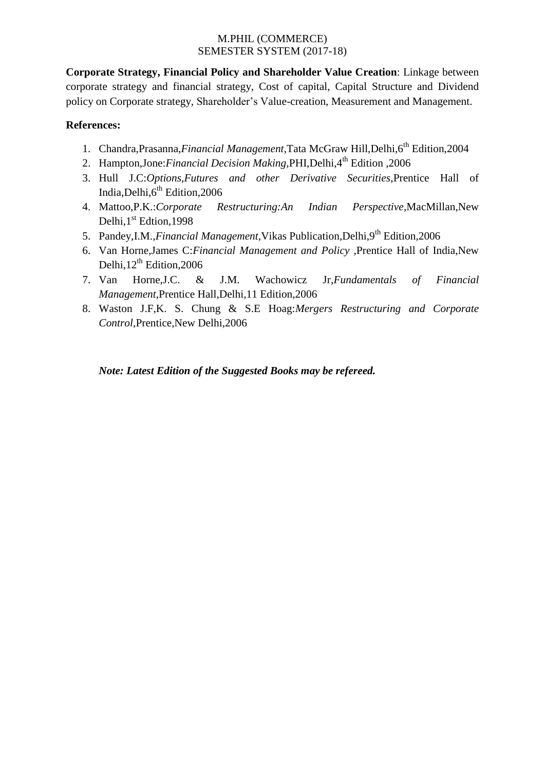**Corporate Strategy, Financial Policy and Shareholder Value Creation**: Linkage between corporate strategy and financial strategy, Cost of capital, Capital Structure and Dividend policy on Corporate strategy, Shareholder's Value-creation, Measurement and Management.

**References:**

1. Chandra,Prasanna,*Financial Management*,Tata McGraw Hill,Delhi,6th Edition,2004
2. Hampton,Jone:*Financial Decision Making*,PHI,Delhi,4th Edition ,2006
3. Hull J.C:*Options,Futures and other Derivative Securities*,Prentice Hall of India,Delhi,6th Edition,2006
4. Mattoo,P.K.:*Corporate Restructuring:An Indian Perspective*,MacMillan,New Delhi,1st Edtion,1998
5. Pandey,I.M.,*Financial Management*,Vikas Publication,Delhi,9th Edition,2006
6. Van Horne,James C:*Financial Management and Policy* ,Prentice Hall of India,New Delhi,12th Edition,2006
7. Van Horne,J.C. & J.M. Wachowicz Jr,*Fundamentals of Financial Management*,Prentice Hall,Delhi,11 Edition,2006
8. Waston J.F,K. S. Chung & S.E Hoag:*Mergers Restructuring and Corporate Control*,Prentice,New Delhi,2006

***Note: Latest Edition of the Suggested Books may be refereed.***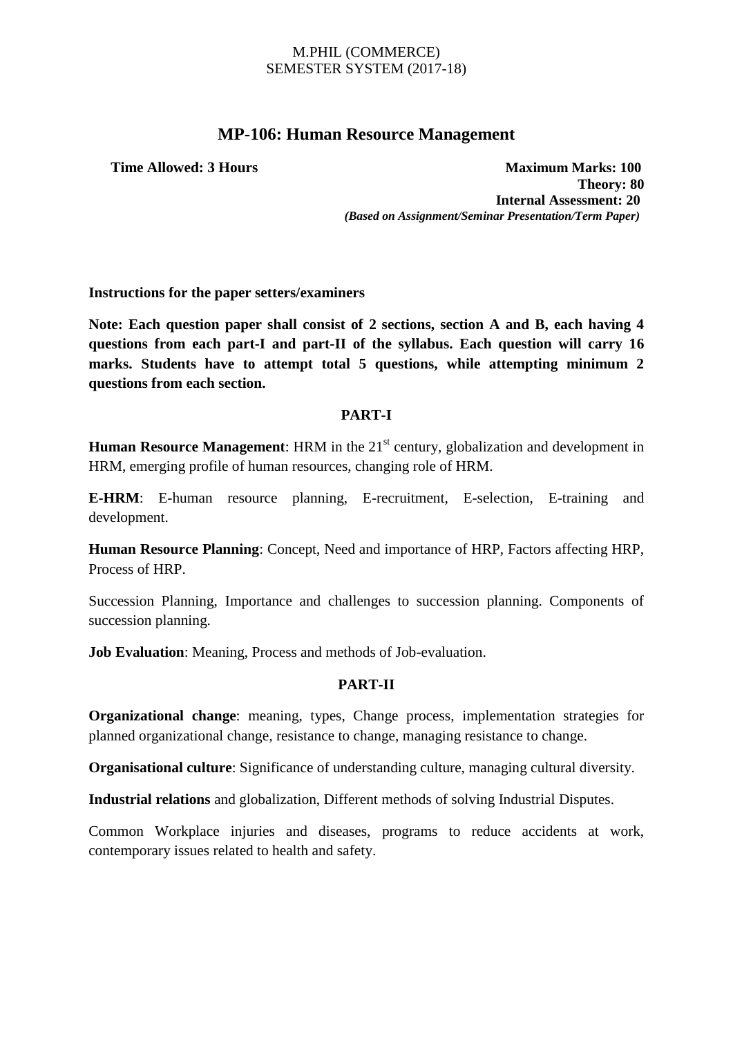M.PHIL (COMMERCE)
SEMESTER SYSTEM (2017-18)

## MP-106: Human Resource Management

**Time Allowed: 3 Hours** **Maximum Marks: 100**
**Theory: 80**
**Internal Assessment: 20**
***(Based on Assignment/Seminar Presentation/Term Paper)***

**Instructions for the paper setters/examiners**

**Note: Each question paper shall consist of 2 sections, section A and B, each having 4 questions from each part-I and part-II of the syllabus. Each question will carry 16 marks. Students have to attempt total 5 questions, while attempting minimum 2 questions from each section.**

### PART-I

**Human Resource Management**: HRM in the 21st century, globalization and development in HRM, emerging profile of human resources, changing role of HRM.

**E-HRM**: E-human resource planning, E-recruitment, E-selection, E-training and development.

**Human Resource Planning**: Concept, Need and importance of HRP, Factors affecting HRP, Process of HRP.

Succession Planning, Importance and challenges to succession planning. Components of succession planning.

**Job Evaluation**: Meaning, Process and methods of Job-evaluation.

### PART-II

**Organizational change**: meaning, types, Change process, implementation strategies for planned organizational change, resistance to change, managing resistance to change.

**Organisational culture**: Significance of understanding culture, managing cultural diversity.

**Industrial relations** and globalization, Different methods of solving Industrial Disputes.

Common Workplace injuries and diseases, programs to reduce accidents at work, contemporary issues related to health and safety.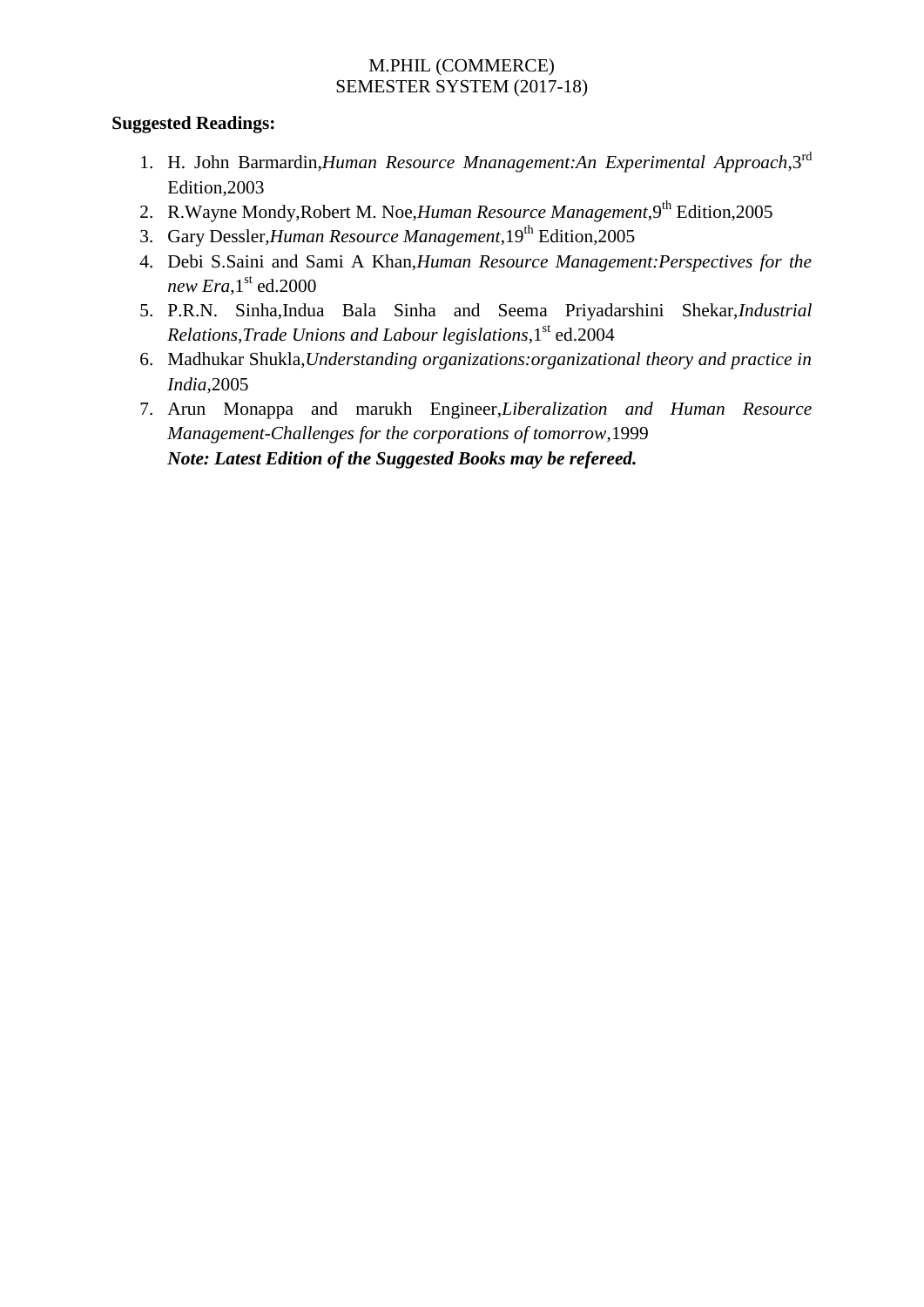M.PHIL (COMMERCE)
SEMESTER SYSTEM (2017-18)

**Suggested Readings:**

1. H. John Barmardin,*Human Resource Mnanagement:An Experimental Approach*,3rd Edition,2003
2. R.Wayne Mondy,Robert M. Noe,*Human Resource Management*,9th Edition,2005
3. Gary Dessler,*Human Resource Management*,19th Edition,2005
4. Debi S.Saini and Sami A Khan,*Human Resource Management:Perspectives for the new Era*,1st ed.2000
5. P.R.N. Sinha,Indua Bala Sinha and Seema Priyadarshini Shekar,*Industrial Relations,Trade Unions and Labour legislations*,1st ed.2004
6. Madhukar Shukla,*Understanding organizations:organizational theory and practice in India*,2005
7. Arun Monappa and marukh Engineer,*Liberalization and Human Resource Management-Challenges for the corporations of tomorrow*,1999

   ***Note: Latest Edition of the Suggested Books may be refereed.***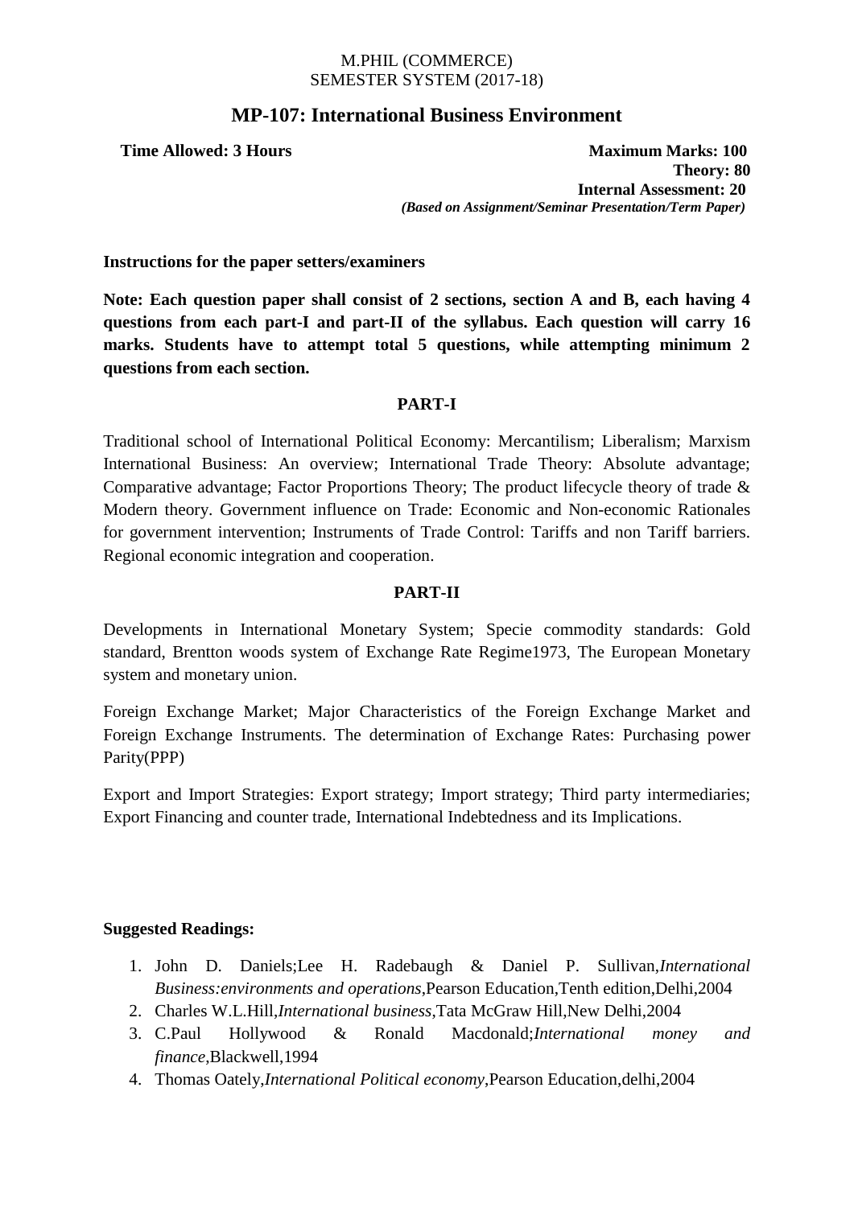M.PHIL (COMMERCE)
SEMESTER SYSTEM (2017-18)

# MP-107: International Business Environment

**Time Allowed: 3 Hours** **Maximum Marks: 100**
**Theory: 80**
**Internal Assessment: 20**
***(Based on Assignment/Seminar Presentation/Term Paper)***

**Instructions for the paper setters/examiners**

**Note: Each question paper shall consist of 2 sections, section A and B, each having 4 questions from each part-I and part-II of the syllabus. Each question will carry 16 marks. Students have to attempt total 5 questions, while attempting minimum 2 questions from each section.**

## PART-I

Traditional school of International Political Economy: Mercantilism; Liberalism; Marxism International Business: An overview; International Trade Theory: Absolute advantage; Comparative advantage; Factor Proportions Theory; The product lifecycle theory of trade & Modern theory. Government influence on Trade: Economic and Non-economic Rationales for government intervention; Instruments of Trade Control: Tariffs and non Tariff barriers. Regional economic integration and cooperation.

## PART-II

Developments in International Monetary System; Specie commodity standards: Gold standard, Brentton woods system of Exchange Rate Regime1973, The European Monetary system and monetary union.

Foreign Exchange Market; Major Characteristics of the Foreign Exchange Market and Foreign Exchange Instruments. The determination of Exchange Rates: Purchasing power Parity(PPP)

Export and Import Strategies: Export strategy; Import strategy; Third party intermediaries; Export Financing and counter trade, International Indebtedness and its Implications.

**Suggested Readings:**

1. John D. Daniels;Lee H. Radebaugh & Daniel P. Sullivan,*International Business:environments and operations*,Pearson Education,Tenth edition,Delhi,2004
2. Charles W.L.Hill,*International business*,Tata McGraw Hill,New Delhi,2004
3. C.Paul Hollywood & Ronald Macdonald;*International money and finance*,Blackwell,1994
4. Thomas Oately,*International Political economy*,Pearson Education,delhi,2004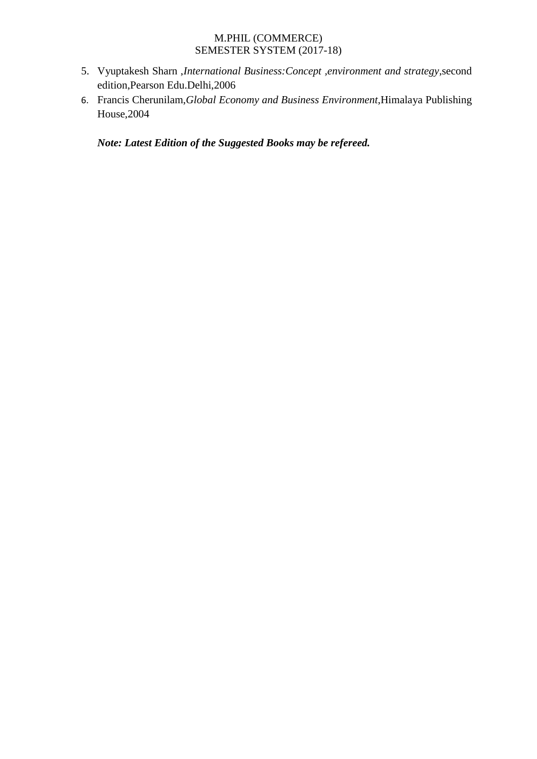5. Vyuptakesh Sharn ,*International Business:Concept ,environment and strategy*,second edition,Pearson Edu.Delhi,2006
6. Francis Cherunilam,*Global Economy and Business Environment*,Himalaya Publishing House,2004

***Note: Latest Edition of the Suggested Books may be refereed.***